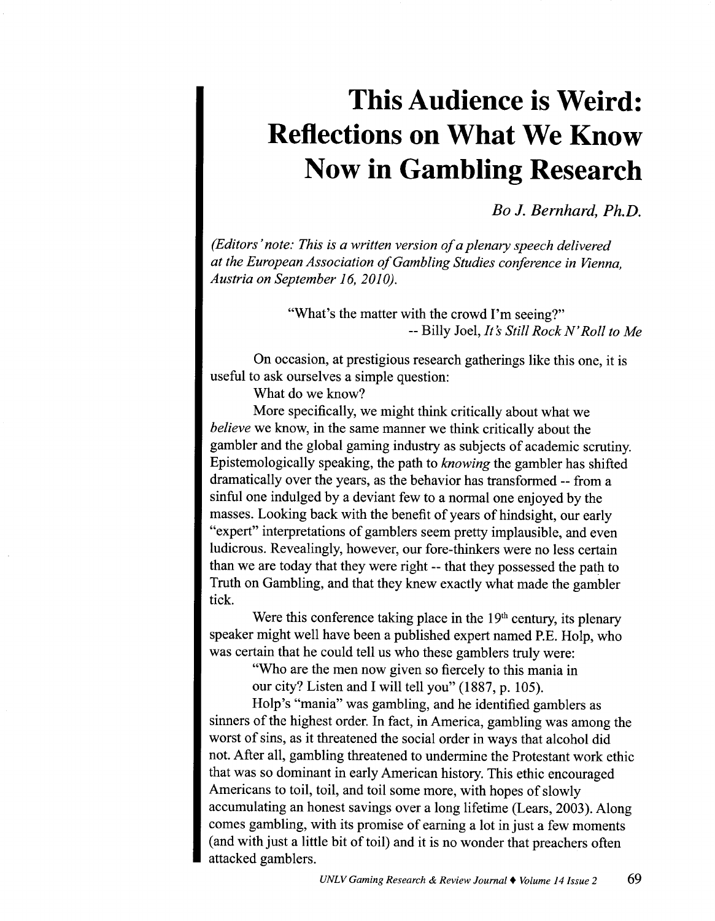# This Audience is Weird: Reflections on What We Know Now in Gambling Research

*Bo J. Bernhard, Ph.D.*

*(Editors' note: This is a written version of a plenary speech delivered at the European Association of Gambling Studies conference in Vienna, Austria on September 16, 2010).*

> "What's the matter with the crowd I'm seeing?"
> -- Billy Joel, *It's Still Rock N' Roll to Me*

On occasion, at prestigious research gatherings like this one, it is useful to ask ourselves a simple question:

What do we know?

More specifically, we might think critically about what we *believe* we know, in the same manner we think critically about the gambler and the global gaming industry as subjects of academic scrutiny. Epistemologically speaking, the path to *knowing* the gambler has shifted dramatically over the years, as the behavior has transformed -- from a sinful one indulged by a deviant few to a normal one enjoyed by the masses. Looking back with the benefit of years of hindsight, our early "expert" interpretations of gamblers seem pretty implausible, and even ludicrous. Revealingly, however, our fore-thinkers were no less certain than we are today that they were right -- that they possessed the path to Truth on Gambling, and that they knew exactly what made the gambler tick.

Were this conference taking place in the 19th century, its plenary speaker might well have been a published expert named P.E. Holp, who was certain that he could tell us who these gamblers truly were:

> "Who are the men now given so fiercely to this mania in our city? Listen and I will tell you" (1887, p. 105).

Holp's "mania" was gambling, and he identified gamblers as sinners of the highest order. In fact, in America, gambling was among the worst of sins, as it threatened the social order in ways that alcohol did not. After all, gambling threatened to undermine the Protestant work ethic that was so dominant in early American history. This ethic encouraged Americans to toil, toil, and toil some more, with hopes of slowly accumulating an honest savings over a long lifetime (Lears, 2003). Along comes gambling, with its promise of earning a lot in just a few moments (and with just a little bit of toil) and it is no wonder that preachers often attacked gamblers.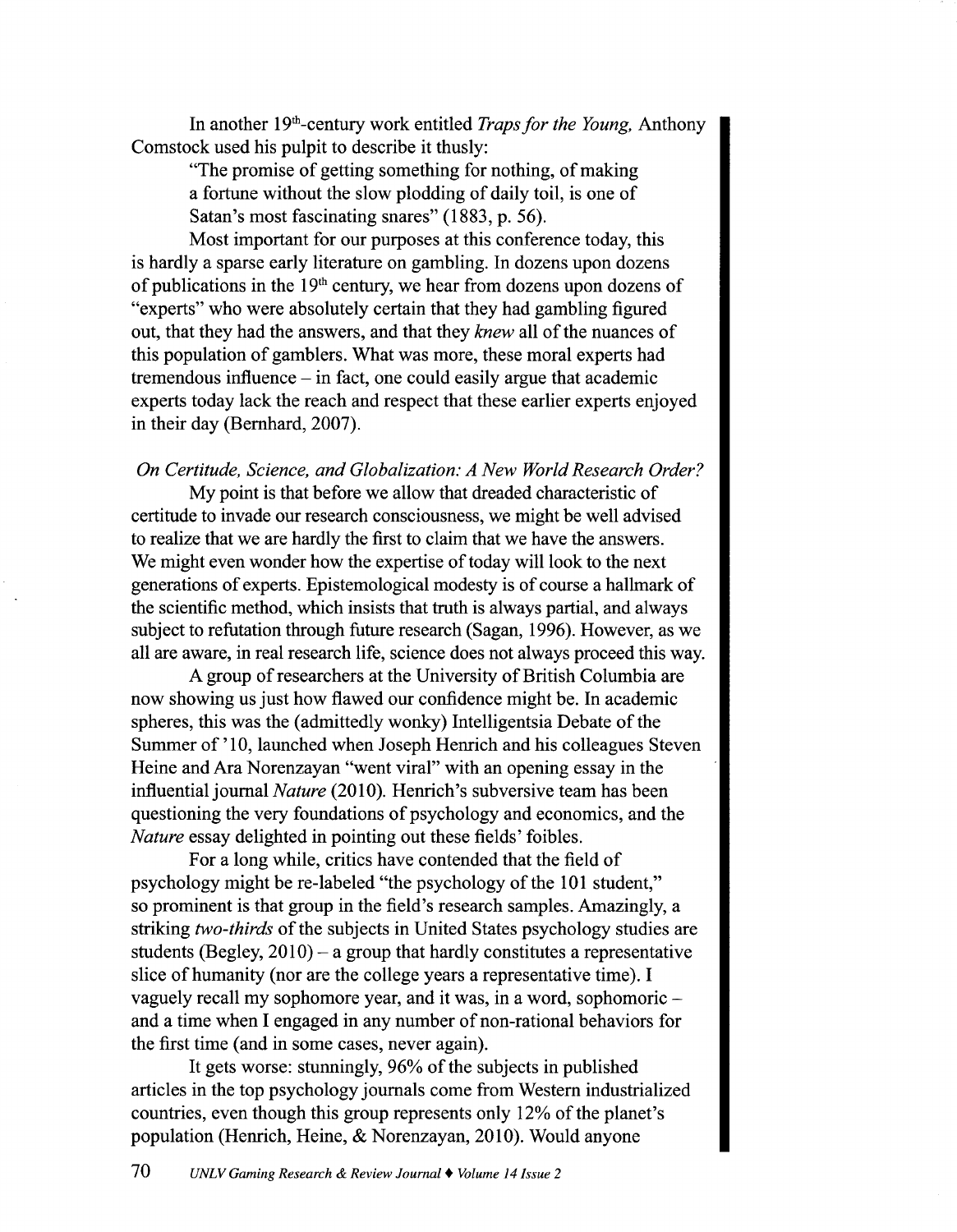In another 19th-century work entitled *Traps for the Young,* Anthony Comstock used his pulpit to describe it thusly:

> "The promise of getting something for nothing, of making a fortune without the slow plodding of daily toil, is one of Satan's most fascinating snares" (1883, p. 56).

Most important for our purposes at this conference today, this is hardly a sparse early literature on gambling. In dozens upon dozens of publications in the 19th century, we hear from dozens upon dozens of "experts" who were absolutely certain that they had gambling figured out, that they had the answers, and that they *knew* all of the nuances of this population of gamblers. What was more, these moral experts had tremendous influence – in fact, one could easily argue that academic experts today lack the reach and respect that these earlier experts enjoyed in their day (Bernhard, 2007).

*On Certitude, Science, and Globalization: A New World Research Order?*

My point is that before we allow that dreaded characteristic of certitude to invade our research consciousness, we might be well advised to realize that we are hardly the first to claim that we have the answers. We might even wonder how the expertise of today will look to the next generations of experts. Epistemological modesty is of course a hallmark of the scientific method, which insists that truth is always partial, and always subject to refutation through future research (Sagan, 1996). However, as we all are aware, in real research life, science does not always proceed this way.

A group of researchers at the University of British Columbia are now showing us just how flawed our confidence might be. In academic spheres, this was the (admittedly wonky) Intelligentsia Debate of the Summer of '10, launched when Joseph Henrich and his colleagues Steven Heine and Ara Norenzayan "went viral" with an opening essay in the influential journal *Nature* (2010). Henrich's subversive team has been questioning the very foundations of psychology and economics, and the *Nature* essay delighted in pointing out these fields' foibles.

For a long while, critics have contended that the field of psychology might be re-labeled "the psychology of the 101 student," so prominent is that group in the field's research samples. Amazingly, a striking *two-thirds* of the subjects in United States psychology studies are students (Begley, 2010) – a group that hardly constitutes a representative slice of humanity (nor are the college years a representative time). I vaguely recall my sophomore year, and it was, in a word, sophomoric – and a time when I engaged in any number of non-rational behaviors for the first time (and in some cases, never again).

It gets worse: stunningly, 96% of the subjects in published articles in the top psychology journals come from Western industrialized countries, even though this group represents only 12% of the planet's population (Henrich, Heine, & Norenzayan, 2010). Would anyone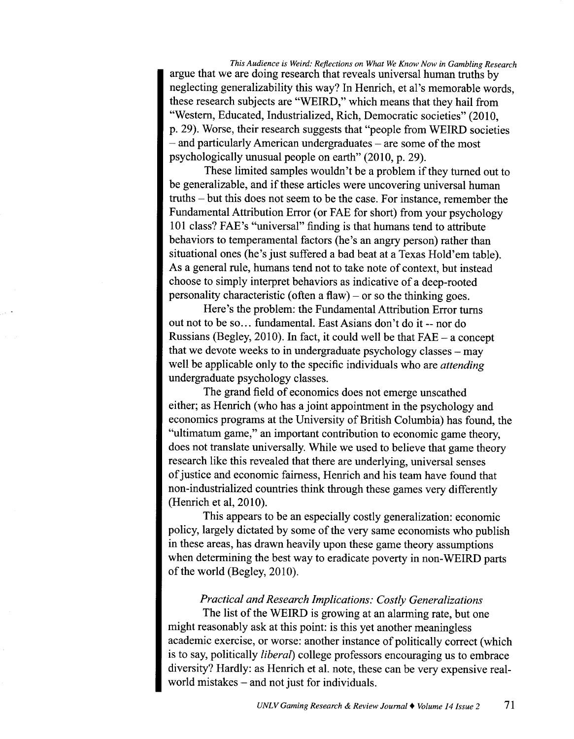argue that we are doing research that reveals universal human truths by neglecting generalizability this way? In Henrich, et al's memorable words, these research subjects are "WEIRD," which means that they hail from "Western, Educated, Industrialized, Rich, Democratic societies" (2010, p. 29). Worse, their research suggests that "people from WEIRD societies – and particularly American undergraduates – are some of the most psychologically unusual people on earth" (2010, p. 29).

These limited samples wouldn't be a problem if they turned out to be generalizable, and if these articles were uncovering universal human truths – but this does not seem to be the case. For instance, remember the Fundamental Attribution Error (or FAE for short) from your psychology 101 class? FAE's "universal" finding is that humans tend to attribute behaviors to temperamental factors (he's an angry person) rather than situational ones (he's just suffered a bad beat at a Texas Hold'em table). As a general rule, humans tend not to take note of context, but instead choose to simply interpret behaviors as indicative of a deep-rooted personality characteristic (often a flaw) – or so the thinking goes.

Here's the problem: the Fundamental Attribution Error turns out not to be so… fundamental. East Asians don't do it -- nor do Russians (Begley, 2010). In fact, it could well be that FAE – a concept that we devote weeks to in undergraduate psychology classes – may well be applicable only to the specific individuals who are *attending* undergraduate psychology classes.

The grand field of economics does not emerge unscathed either; as Henrich (who has a joint appointment in the psychology and economics programs at the University of British Columbia) has found, the "ultimatum game," an important contribution to economic game theory, does not translate universally. While we used to believe that game theory research like this revealed that there are underlying, universal senses of justice and economic fairness, Henrich and his team have found that non-industrialized countries think through these games very differently (Henrich et al, 2010).

This appears to be an especially costly generalization: economic policy, largely dictated by some of the very same economists who publish in these areas, has drawn heavily upon these game theory assumptions when determining the best way to eradicate poverty in non-WEIRD parts of the world (Begley, 2010).

### *Practical and Research Implications: Costly Generalizations*

The list of the WEIRD is growing at an alarming rate, but one might reasonably ask at this point: is this yet another meaningless academic exercise, or worse: another instance of politically correct (which is to say, politically *liberal*) college professors encouraging us to embrace diversity? Hardly: as Henrich et al. note, these can be very expensive real-world mistakes – and not just for individuals.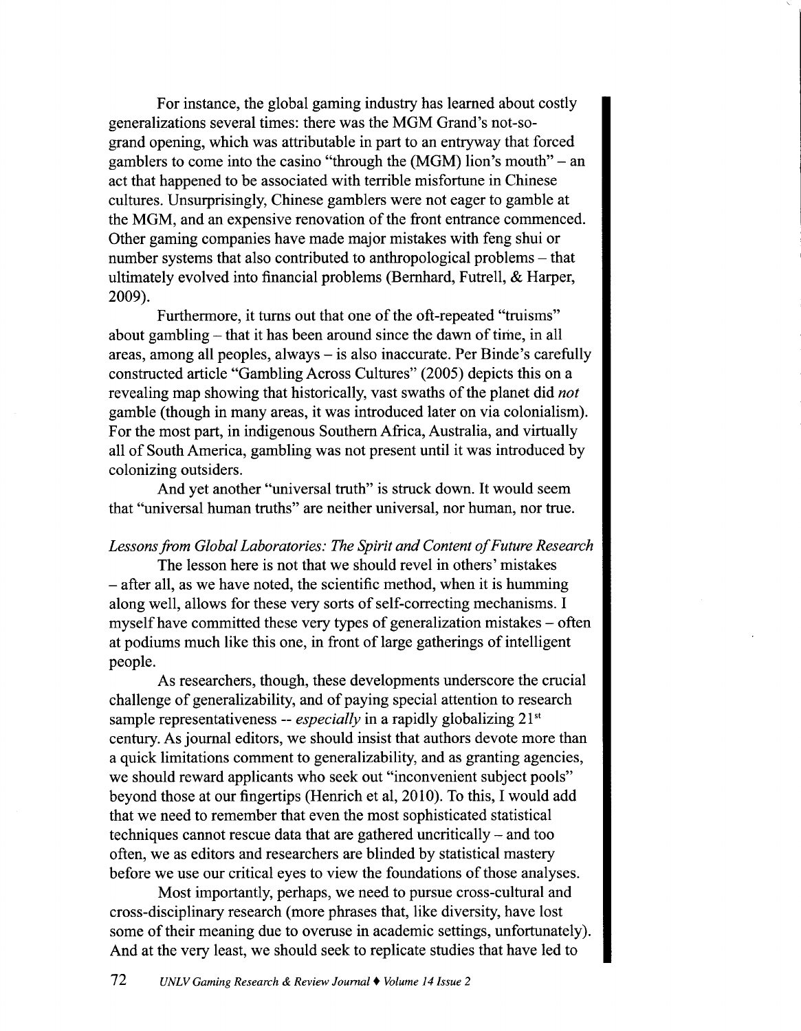For instance, the global gaming industry has learned about costly generalizations several times: there was the MGM Grand's not-so-grand opening, which was attributable in part to an entryway that forced gamblers to come into the casino "through the (MGM) lion's mouth" – an act that happened to be associated with terrible misfortune in Chinese cultures. Unsurprisingly, Chinese gamblers were not eager to gamble at the MGM, and an expensive renovation of the front entrance commenced. Other gaming companies have made major mistakes with feng shui or number systems that also contributed to anthropological problems – that ultimately evolved into financial problems (Bernhard, Futrell, & Harper, 2009).

Furthermore, it turns out that one of the oft-repeated "truisms" about gambling – that it has been around since the dawn of time, in all areas, among all peoples, always – is also inaccurate. Per Binde's carefully constructed article "Gambling Across Cultures" (2005) depicts this on a revealing map showing that historically, vast swaths of the planet did *not* gamble (though in many areas, it was introduced later on via colonialism). For the most part, in indigenous Southern Africa, Australia, and virtually all of South America, gambling was not present until it was introduced by colonizing outsiders.

And yet another "universal truth" is struck down. It would seem that "universal human truths" are neither universal, nor human, nor true.

*Lessons from Global Laboratories: The Spirit and Content of Future Research*

The lesson here is not that we should revel in others' mistakes – after all, as we have noted, the scientific method, when it is humming along well, allows for these very sorts of self-correcting mechanisms. I myself have committed these very types of generalization mistakes – often at podiums much like this one, in front of large gatherings of intelligent people.

As researchers, though, these developments underscore the crucial challenge of generalizability, and of paying special attention to research sample representativeness -- *especially* in a rapidly globalizing 21st century. As journal editors, we should insist that authors devote more than a quick limitations comment to generalizability, and as granting agencies, we should reward applicants who seek out "inconvenient subject pools" beyond those at our fingertips (Henrich et al, 2010). To this, I would add that we need to remember that even the most sophisticated statistical techniques cannot rescue data that are gathered uncritically – and too often, we as editors and researchers are blinded by statistical mastery before we use our critical eyes to view the foundations of those analyses.

Most importantly, perhaps, we need to pursue cross-cultural and cross-disciplinary research (more phrases that, like diversity, have lost some of their meaning due to overuse in academic settings, unfortunately). And at the very least, we should seek to replicate studies that have led to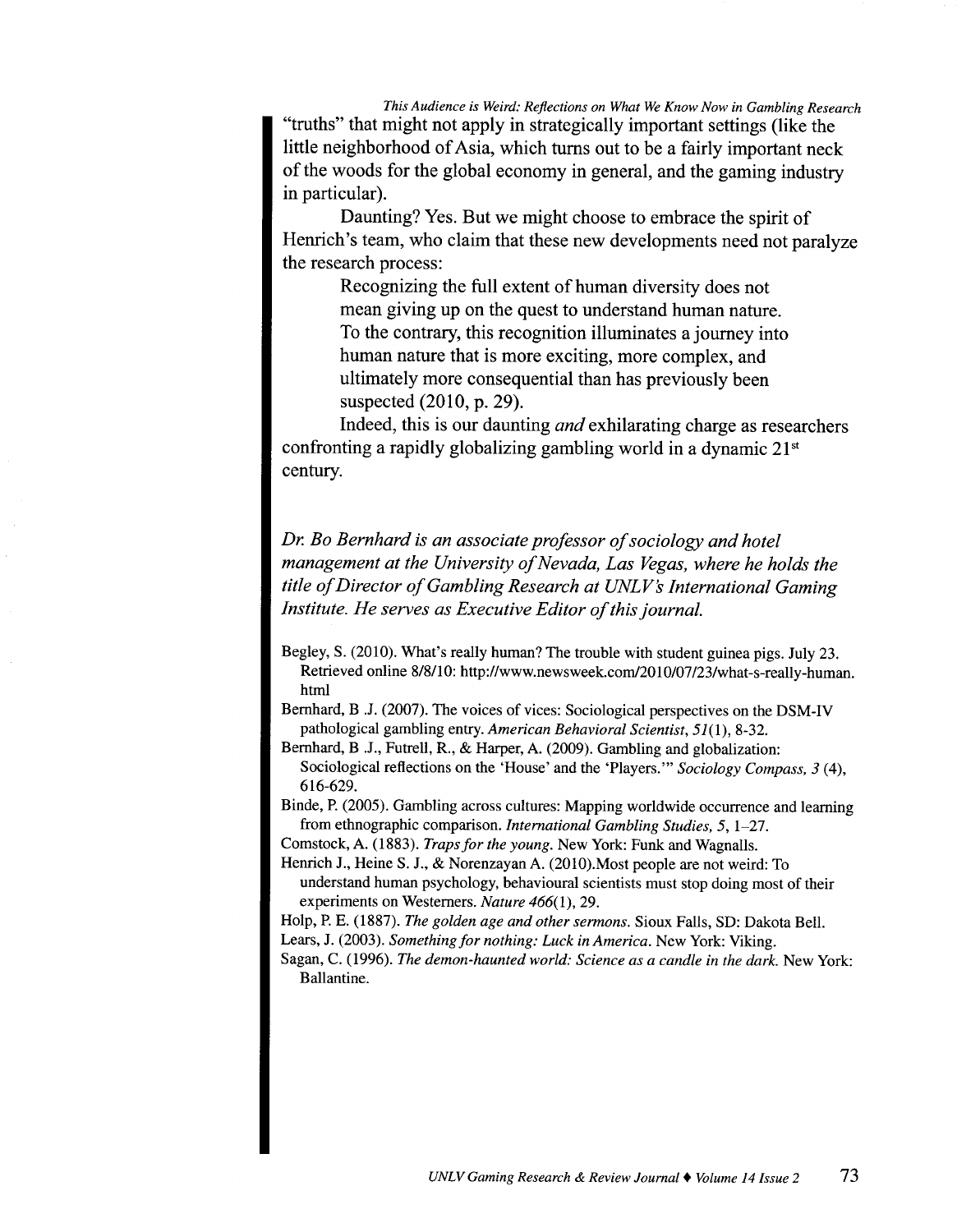"truths" that might not apply in strategically important settings (like the little neighborhood of Asia, which turns out to be a fairly important neck of the woods for the global economy in general, and the gaming industry in particular).

Daunting? Yes. But we might choose to embrace the spirit of Henrich's team, who claim that these new developments need not paralyze the research process:

> Recognizing the full extent of human diversity does not mean giving up on the quest to understand human nature. To the contrary, this recognition illuminates a journey into human nature that is more exciting, more complex, and ultimately more consequential than has previously been suspected (2010, p. 29).

Indeed, this is our daunting *and* exhilarating charge as researchers confronting a rapidly globalizing gambling world in a dynamic 21st century.

*Dr. Bo Bernhard is an associate professor of sociology and hotel management at the University of Nevada, Las Vegas, where he holds the title of Director of Gambling Research at UNLV's International Gaming Institute. He serves as Executive Editor of this journal.*

Begley, S. (2010). What's really human? The trouble with student guinea pigs. July 23. Retrieved online 8/8/10: http://www.newsweek.com/2010/07/23/what-s-really-human.html

Bernhard, B .J. (2007). The voices of vices: Sociological perspectives on the DSM-IV pathological gambling entry. *American Behavioral Scientist, 51*(1), 8-32.

Bernhard, B .J., Futrell, R., & Harper, A. (2009). Gambling and globalization: Sociological reflections on the 'House' and the 'Players.'" *Sociology Compass, 3* (4), 616-629.

Binde, P. (2005). Gambling across cultures: Mapping worldwide occurrence and learning from ethnographic comparison. *International Gambling Studies, 5*, 1–27.

Comstock, A. (1883). *Traps for the young*. New York: Funk and Wagnalls.

Henrich J., Heine S. J., & Norenzayan A. (2010).Most people are not weird: To understand human psychology, behavioural scientists must stop doing most of their experiments on Westerners. *Nature 466*(1), 29.

Holp, P. E. (1887). *The golden age and other sermons*. Sioux Falls, SD: Dakota Bell.

Lears, J. (2003). *Something for nothing: Luck in America*. New York: Viking.

Sagan, C. (1996). *The demon-haunted world: Science as a candle in the dark*. New York: Ballantine.